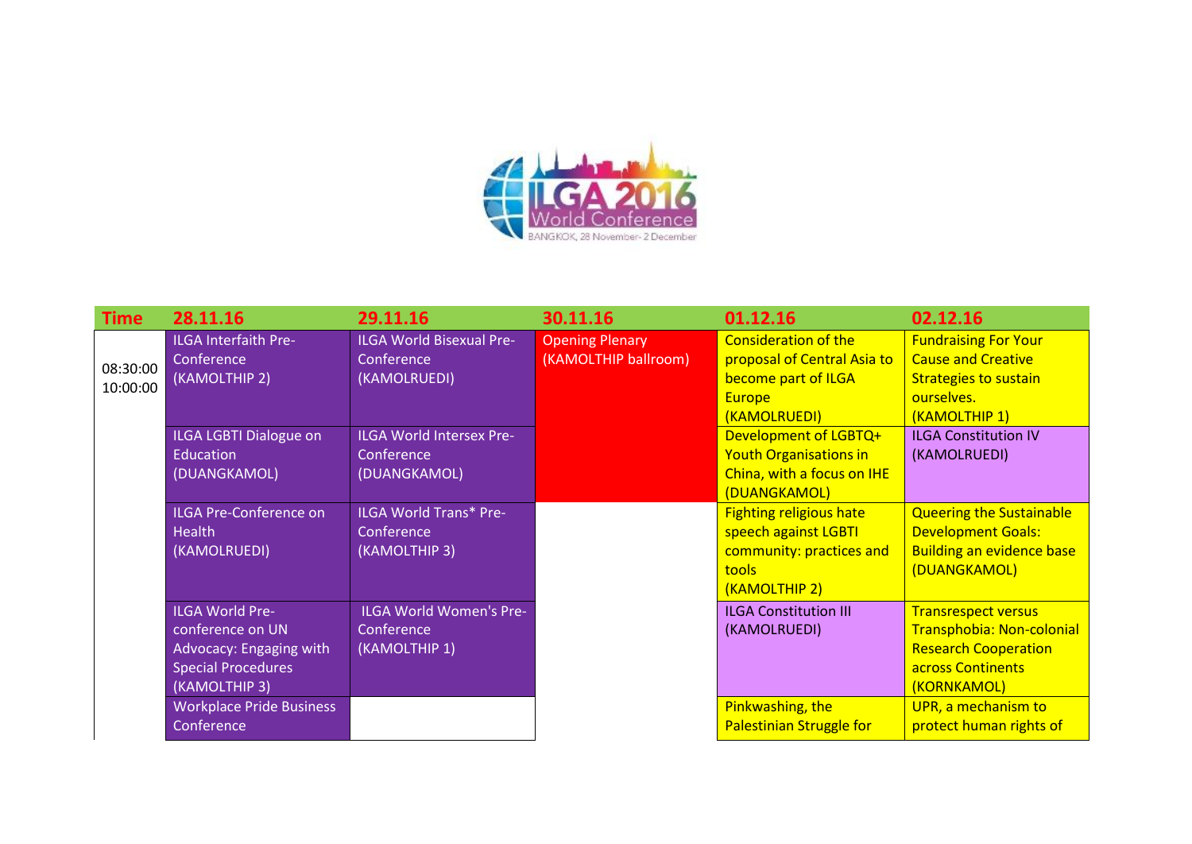ILGA 2016 World Conference
BANGKOK, 28 November- 2 December

| Time | 28.11.16 | 29.11.16 | 30.11.16 | 01.12.16 | 02.12.16 |
|---|---|---|---|---|---|
| 08:30:00 10:00:00 | ILGA Interfaith Pre-Conference (KAMOLTHIP 2) | ILGA World Bisexual Pre-Conference (KAMOLRUEDI) | Opening Plenary (KAMOLTHIP ballroom) | Consideration of the proposal of Central Asia to become part of ILGA Europe (KAMOLRUEDI) | Fundraising For Your Cause and Creative Strategies to sustain ourselves. (KAMOLTHIP 1) |
| | ILGA LGBTI Dialogue on Education (DUANGKAMOL) | ILGA World Intersex Pre-Conference (DUANGKAMOL) | | Development of LGBTQ+ Youth Organisations in China, with a focus on IHE (DUANGKAMOL) | ILGA Constitution IV (KAMOLRUEDI) |
| | ILGA Pre-Conference on Health (KAMOLRUEDI) | ILGA World Trans* Pre-Conference (KAMOLTHIP 3) | | Fighting religious hate speech against LGBTI community: practices and tools (KAMOLTHIP 2) | Queering the Sustainable Development Goals: Building an evidence base (DUANGKAMOL) |
| | ILGA World Pre-conference on UN Advocacy: Engaging with Special Procedures (KAMOLTHIP 3) | ILGA World Women's Pre-Conference (KAMOLTHIP 1) | | ILGA Constitution III (KAMOLRUEDI) | Transrespect versus Transphobia: Non-colonial Research Cooperation across Continents (KORNKAMOL) |
| | Workplace Pride Business Conference | | | Pinkwashing, the Palestinian Struggle for | UPR, a mechanism to protect human rights of |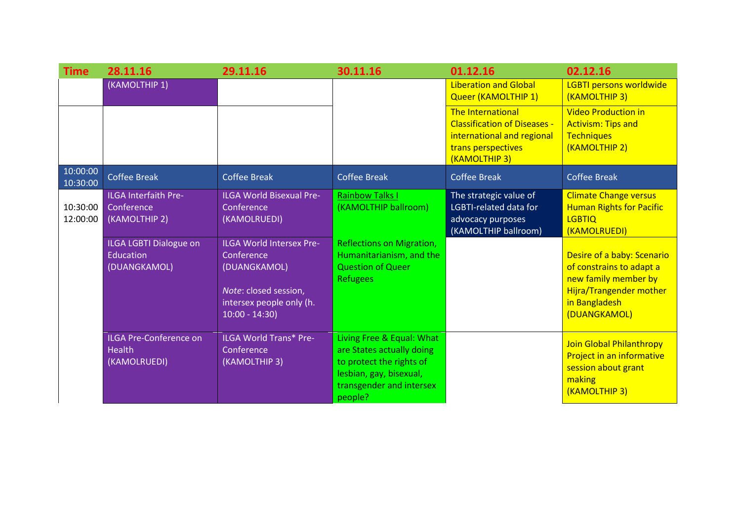| Time | 28.11.16 | 29.11.16 | 30.11.16 | 01.12.16 | 02.12.16 |
|---|---|---|---|---|---|
| | (KAMOLTHIP 1) | | | Liberation and Global Queer (KAMOLTHIP 1) | LGBTI persons worldwide (KAMOLTHIP 3) |
| | | | | The International Classification of Diseases - international and regional trans perspectives (KAMOLTHIP 3) | Video Production in Activism: Tips and Techniques (KAMOLTHIP 2) |
| 10:00:00 10:30:00 | Coffee Break | Coffee Break | Coffee Break | Coffee Break | Coffee Break |
| 10:30:00 12:00:00 | ILGA Interfaith Pre-Conference (KAMOLTHIP 2) | ILGA World Bisexual Pre-Conference (KAMOLRUEDI) | Rainbow Talks I (KAMOLTHIP ballroom) | The strategic value of LGBTI-related data for advocacy purposes (KAMOLTHIP ballroom) | Climate Change versus Human Rights for Pacific LGBTIQ (KAMOLRUEDI) |
| | ILGA LGBTI Dialogue on Education (DUANGKAMOL) | ILGA World Intersex Pre-Conference (DUANGKAMOL) *Note*: closed session, intersex people only (h. 10:00 - 14:30) | Reflections on Migration, Humanitarianism, and the Question of Queer Refugees | | Desire of a baby: Scenario of constrains to adapt a new family member by Hijra/Trangender mother in Bangladesh (DUANGKAMOL) |
| | ILGA Pre-Conference on Health (KAMOLRUEDI) | ILGA World Trans* Pre-Conference (KAMOLTHIP 3) | Living Free & Equal: What are States actually doing to protect the rights of lesbian, gay, bisexual, transgender and intersex people? | | Join Global Philanthropy Project in an informative session about grant making (KAMOLTHIP 3) |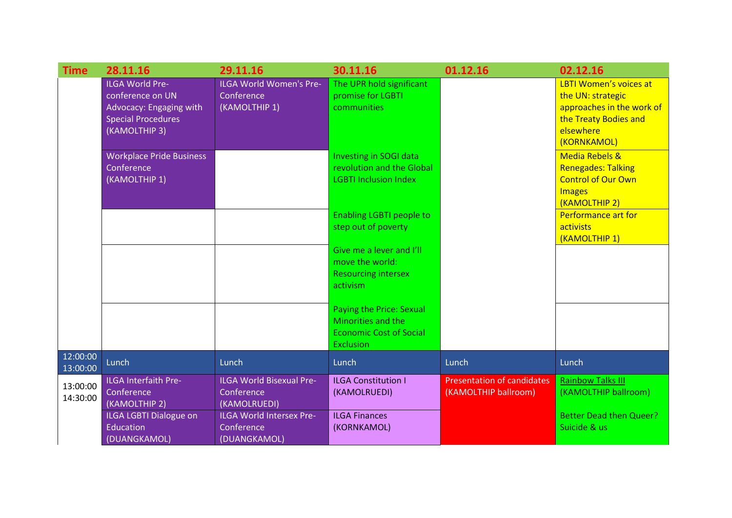| Time | 28.11.16 | 29.11.16 | 30.11.16 | 01.12.16 | 02.12.16 |
|---|---|---|---|---|---|
| | ILGA World Pre-conference on UN Advocacy: Engaging with Special Procedures (KAMOLTHIP 3) | ILGA World Women's Pre-Conference (KAMOLTHIP 1) | The UPR hold significant promise for LGBTI communities | | LBTI Women's voices at the UN: strategic approaches in the work of the Treaty Bodies and elsewhere (KORNKAMOL) |
| | Workplace Pride Business Conference (KAMOLTHIP 1) | | Investing in SOGI data revolution and the Global LGBTI Inclusion Index | | Media Rebels & Renegades: Talking Control of Our Own Images (KAMOLTHIP 2) |
| | | | Enabling LGBTI people to step out of poverty | | Performance art for activists (KAMOLTHIP 1) |
| | | | Give me a lever and I'll move the world: Resourcing intersex activism | | |
| | | | Paying the Price: Sexual Minorities and the Economic Cost of Social Exclusion | | |
| 12:00:00 13:00:00 | Lunch | Lunch | Lunch | Lunch | Lunch |
| 13:00:00 14:30:00 | ILGA Interfaith Pre-Conference (KAMOLTHIP 2) | ILGA World Bisexual Pre-Conference (KAMOLRUEDI) | ILGA Constitution I (KAMOLRUEDI) | Presentation of candidates (KAMOLTHIP ballroom) | Rainbow Talks III (KAMOLTHIP ballroom) |
| | ILGA LGBTI Dialogue on Education (DUANGKAMOL) | ILGA World Intersex Pre-Conference (DUANGKAMOL) | ILGA Finances (KORNKAMOL) | | Better Dead then Queer? Suicide & us |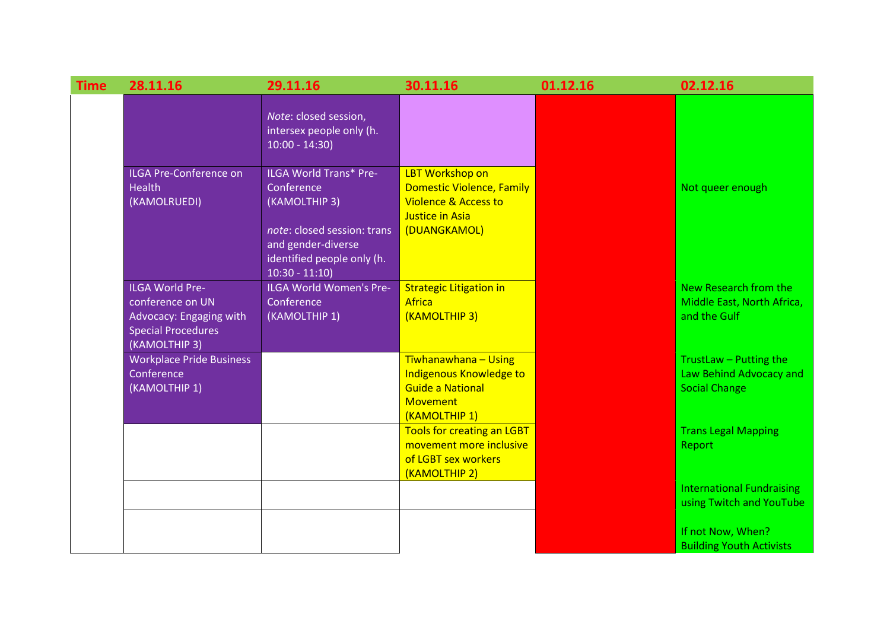| Time | 28.11.16 | 29.11.16 | 30.11.16 | 01.12.16 | 02.12.16 |
|---|---|---|---|---|---|
| | | *Note*: closed session, intersex people only (h. 10:00 - 14:30) | | | |
| | ILGA Pre-Conference on Health (KAMOLRUEDI) | ILGA World Trans* Pre-Conference (KAMOLTHIP 3)<br><br>*note*: closed session: trans and gender-diverse identified people only (h. 10:30 - 11:10) | LBT Workshop on Domestic Violence, Family Violence & Access to Justice in Asia (DUANGKAMOL) | | Not queer enough |
| | ILGA World Pre-conference on UN Advocacy: Engaging with Special Procedures (KAMOLTHIP 3) | ILGA World Women's Pre-Conference (KAMOLTHIP 1) | Strategic Litigation in Africa (KAMOLTHIP 3) | | New Research from the Middle East, North Africa, and the Gulf |
| | Workplace Pride Business Conference (KAMOLTHIP 1) | | Tiwhanawhana – Using Indigenous Knowledge to Guide a National Movement (KAMOLTHIP 1) | | TrustLaw – Putting the Law Behind Advocacy and Social Change |
| | | | Tools for creating an LGBT movement more inclusive of LGBT sex workers (KAMOLTHIP 2) | | Trans Legal Mapping Report |
| | | | | | International Fundraising using Twitch and YouTube |
| | | | | | If not Now, When? Building Youth Activists |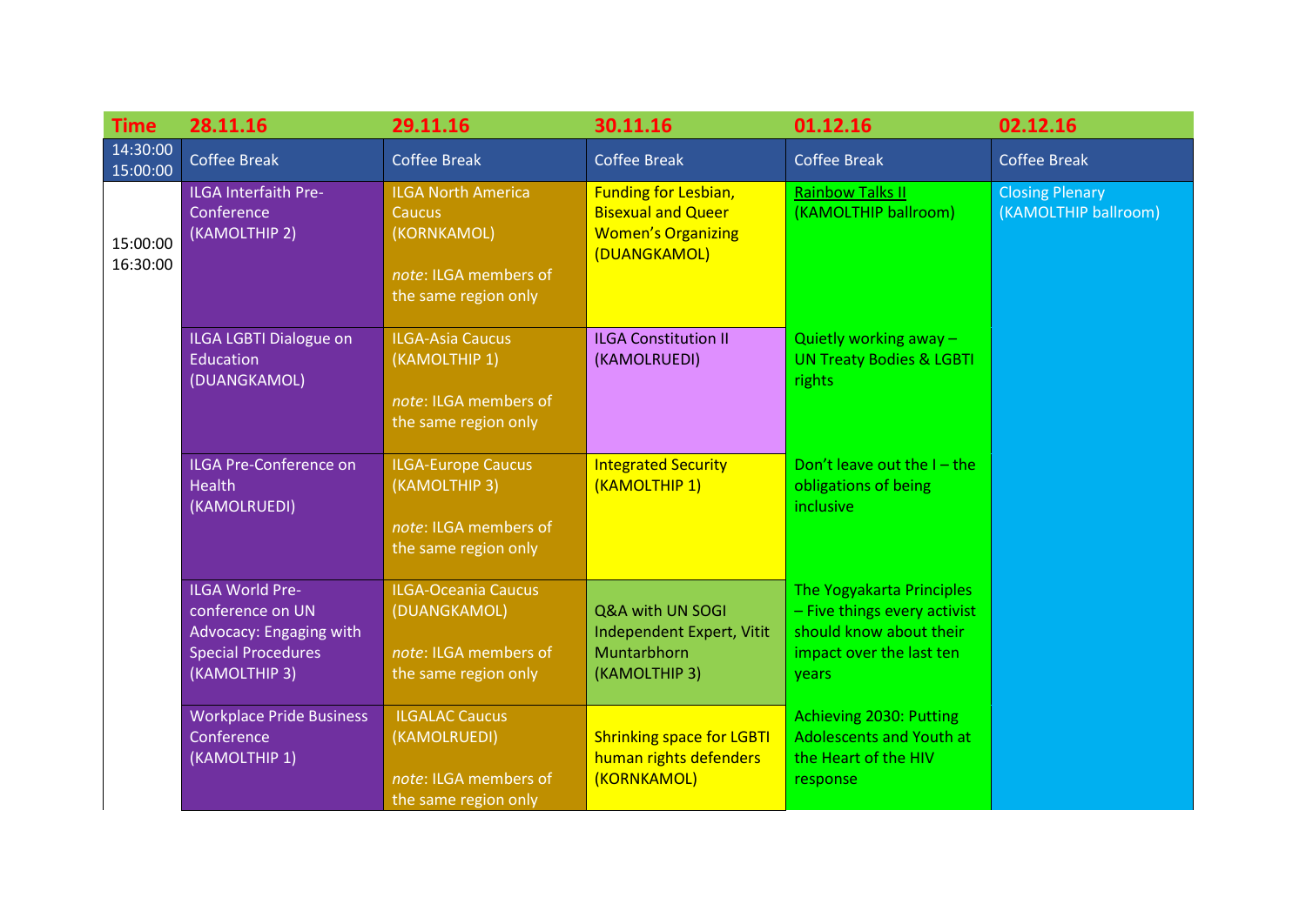| Time | 28.11.16 | 29.11.16 | 30.11.16 | 01.12.16 | 02.12.16 |
|---|---|---|---|---|---|
| 14:30:00 15:00:00 | Coffee Break | Coffee Break | Coffee Break | Coffee Break | Coffee Break |
| 15:00:00 16:30:00 | ILGA Interfaith Pre-Conference (KAMOLTHIP 2) | ILGA North America Caucus (KORNKAMOL) *note*: ILGA members of the same region only | Funding for Lesbian, Bisexual and Queer Women's Organizing (DUANGKAMOL) | Rainbow Talks II (KAMOLTHIP ballroom) | Closing Plenary (KAMOLTHIP ballroom) |
| | ILGA LGBTI Dialogue on Education (DUANGKAMOL) | ILGA-Asia Caucus (KAMOLTHIP 1) *note*: ILGA members of the same region only | ILGA Constitution II (KAMOLRUEDI) | Quietly working away – UN Treaty Bodies & LGBTI rights | |
| | ILGA Pre-Conference on Health (KAMOLRUEDI) | ILGA-Europe Caucus (KAMOLTHIP 3) *note*: ILGA members of the same region only | Integrated Security (KAMOLTHIP 1) | Don't leave out the I – the obligations of being inclusive | |
| | ILGA World Pre-conference on UN Advocacy: Engaging with Special Procedures (KAMOLTHIP 3) | ILGA-Oceania Caucus (DUANGKAMOL) *note*: ILGA members of the same region only | Q&A with UN SOGI Independent Expert, Vitit Muntarbhorn (KAMOLTHIP 3) | The Yogyakarta Principles – Five things every activist should know about their impact over the last ten years | |
| | Workplace Pride Business Conference (KAMOLTHIP 1) | ILGALAC Caucus (KAMOLRUEDI) *note*: ILGA members of the same region only | Shrinking space for LGBTI human rights defenders (KORNKAMOL) | Achieving 2030: Putting Adolescents and Youth at the Heart of the HIV response | |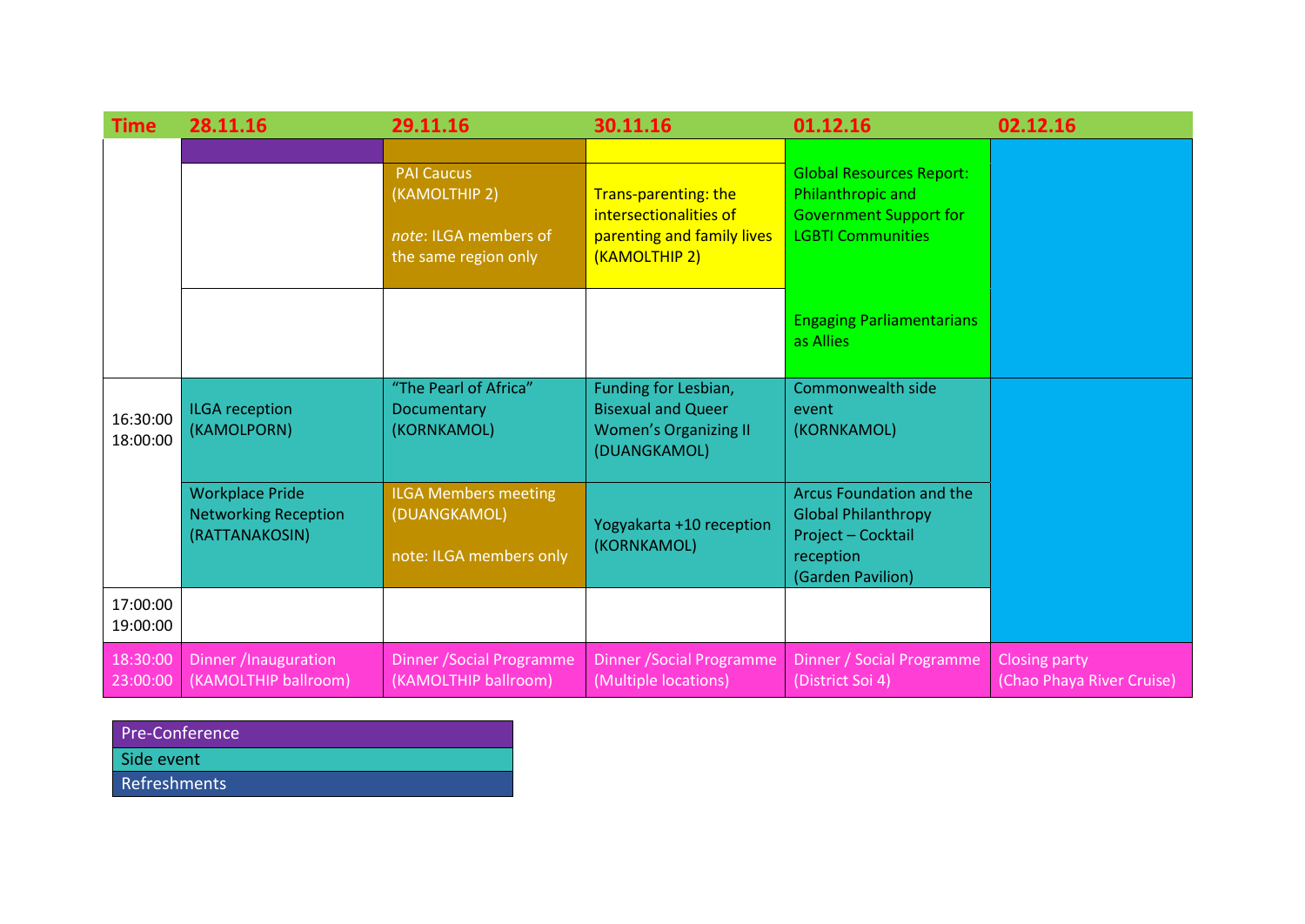| Time | 28.11.16 | 29.11.16 | 30.11.16 | 01.12.16 | 02.12.16 |
|---|---|---|---|---|---|
| | | | | Global Resources Report: Philanthropic and Government Support for LGBTI Communities | |
| | | PAI Caucus (KAMOLTHIP 2) *note*: ILGA members of the same region only | Trans-parenting: the intersectionalities of parenting and family lives (KAMOLTHIP 2) | | |
| | | | | Engaging Parliamentarians as Allies | |
| 16:30:00 18:00:00 | ILGA reception (KAMOLPORN) | "The Pearl of Africa" Documentary (KORNKAMOL) | Funding for Lesbian, Bisexual and Queer Women's Organizing II (DUANGKAMOL) | Commonwealth side event (KORNKAMOL) | |
| | Workplace Pride Networking Reception (RATTANAKOSIN) | ILGA Members meeting (DUANGKAMOL) note: ILGA members only | Yogyakarta +10 reception (KORNKAMOL) | Arcus Foundation and the Global Philanthropy Project – Cocktail reception (Garden Pavilion) | |
| 17:00:00 19:00:00 | | | | | |
| 18:30:00 23:00:00 | Dinner /Inauguration (KAMOLTHIP ballroom) | Dinner /Social Programme (KAMOLTHIP ballroom) | Dinner /Social Programme (Multiple locations) | Dinner / Social Programme (District Soi 4) | Closing party (Chao Phaya River Cruise) |

| Legend |
|---|
| Pre-Conference |
| Side event |
| Refreshments |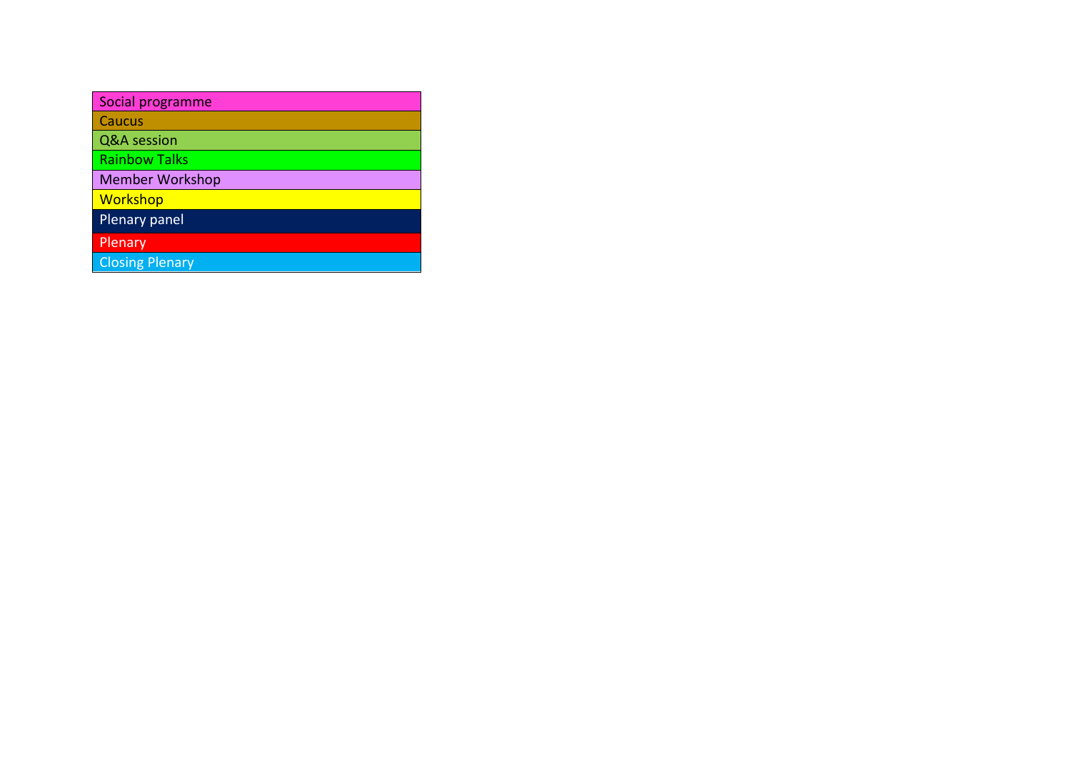| |
|---|
| Social programme |
| Caucus |
| Q&A session |
| Rainbow Talks |
| Member Workshop |
| Workshop |
| Plenary panel |
| Plenary |
| Closing Plenary |